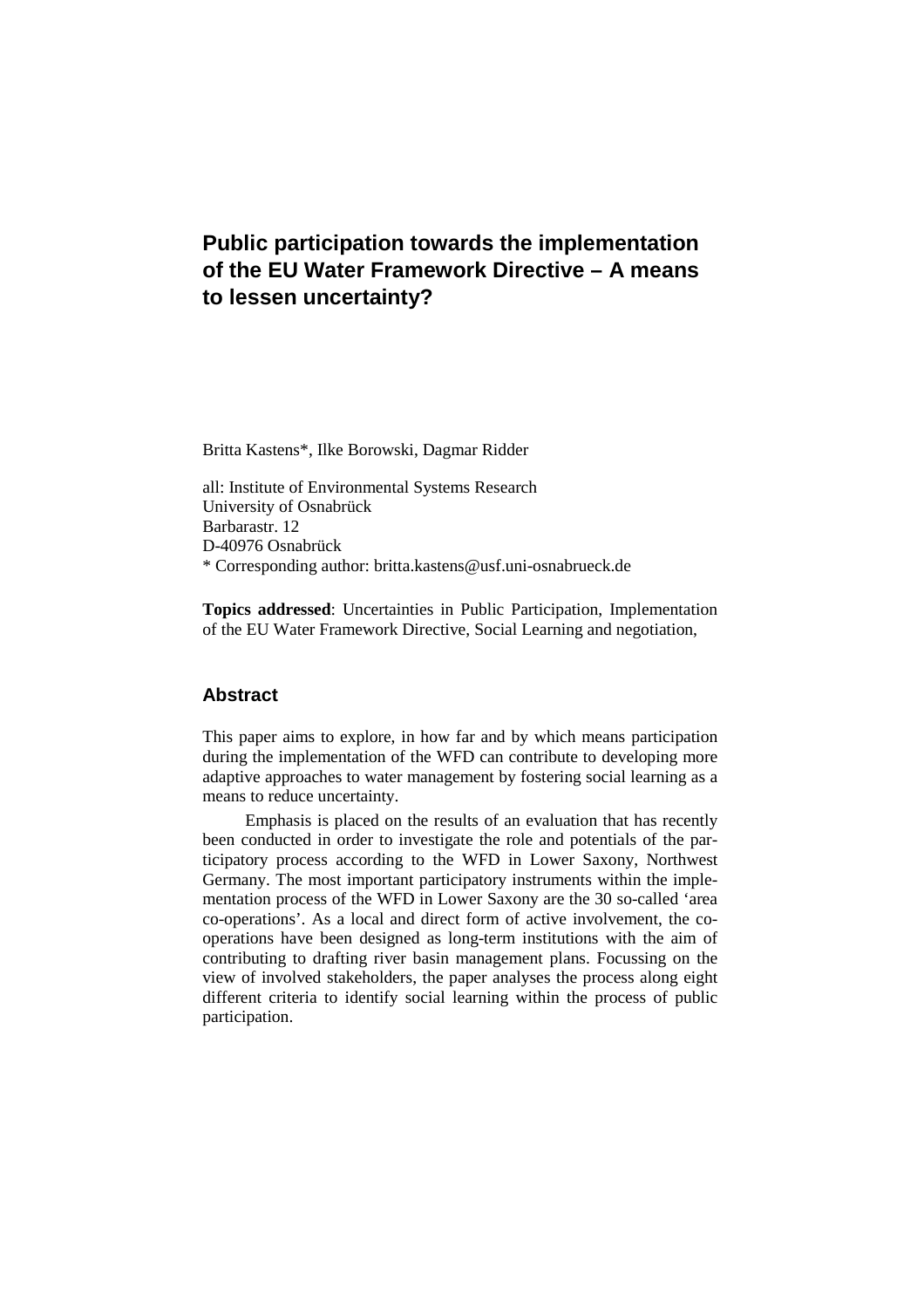# Public participation towards the implementation of the EU Water Framework Directive – A means to lessen uncertainty?

Britta Kastens*, Ilke Borowski, Dagmar Ridder

all: Institute of Environmental Systems Research
University of Osnabrück
Barbarastr. 12
D-40976 Osnabrück
* Corresponding author: britta.kastens@usf.uni-osnabrueck.de

**Topics addressed**: Uncertainties in Public Participation, Implementation of the EU Water Framework Directive, Social Learning and negotiation,

## Abstract

This paper aims to explore, in how far and by which means participation during the implementation of the WFD can contribute to developing more adaptive approaches to water management by fostering social learning as a means to reduce uncertainty.

Emphasis is placed on the results of an evaluation that has recently been conducted in order to investigate the role and potentials of the participatory process according to the WFD in Lower Saxony, Northwest Germany. The most important participatory instruments within the implementation process of the WFD in Lower Saxony are the 30 so-called 'area co-operations'. As a local and direct form of active involvement, the co-operations have been designed as long-term institutions with the aim of contributing to drafting river basin management plans. Focussing on the view of involved stakeholders, the paper analyses the process along eight different criteria to identify social learning within the process of public participation.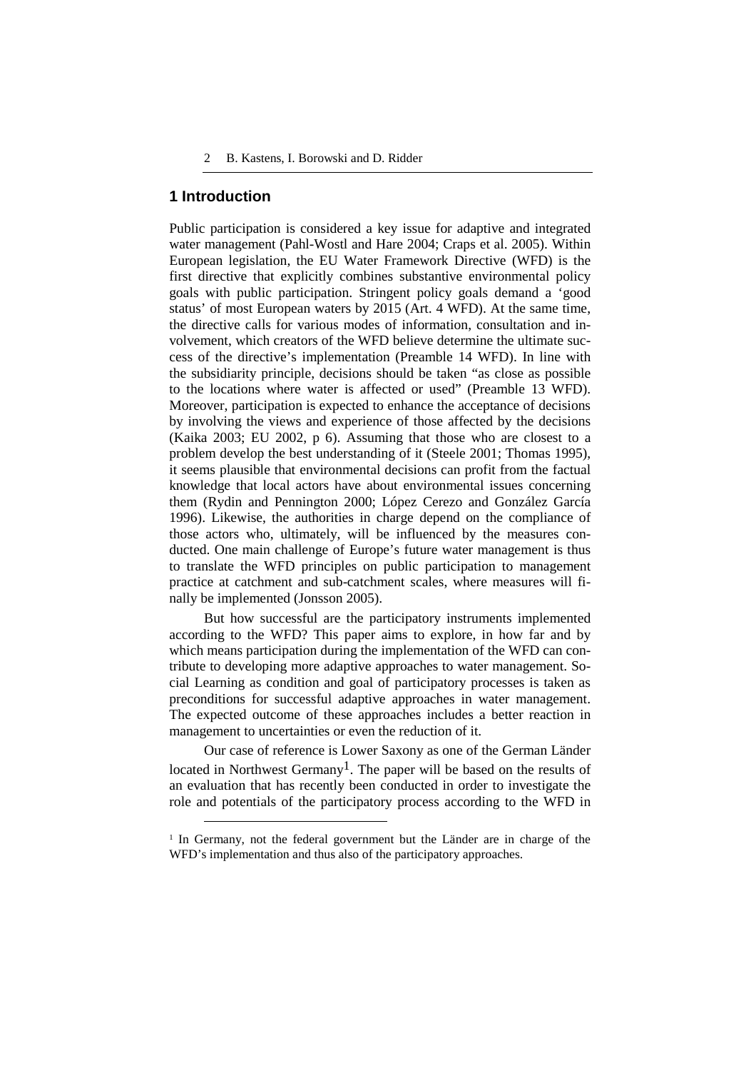## 1 Introduction

Public participation is considered a key issue for adaptive and integrated water management (Pahl-Wostl and Hare 2004; Craps et al. 2005). Within European legislation, the EU Water Framework Directive (WFD) is the first directive that explicitly combines substantive environmental policy goals with public participation. Stringent policy goals demand a 'good status' of most European waters by 2015 (Art. 4 WFD). At the same time, the directive calls for various modes of information, consultation and involvement, which creators of the WFD believe determine the ultimate success of the directive's implementation (Preamble 14 WFD). In line with the subsidiarity principle, decisions should be taken "as close as possible to the locations where water is affected or used" (Preamble 13 WFD). Moreover, participation is expected to enhance the acceptance of decisions by involving the views and experience of those affected by the decisions (Kaika 2003; EU 2002, p 6). Assuming that those who are closest to a problem develop the best understanding of it (Steele 2001; Thomas 1995), it seems plausible that environmental decisions can profit from the factual knowledge that local actors have about environmental issues concerning them (Rydin and Pennington 2000; López Cerezo and González García 1996). Likewise, the authorities in charge depend on the compliance of those actors who, ultimately, will be influenced by the measures conducted. One main challenge of Europe's future water management is thus to translate the WFD principles on public participation to management practice at catchment and sub-catchment scales, where measures will finally be implemented (Jonsson 2005).

But how successful are the participatory instruments implemented according to the WFD? This paper aims to explore, in how far and by which means participation during the implementation of the WFD can contribute to developing more adaptive approaches to water management. Social Learning as condition and goal of participatory processes is taken as preconditions for successful adaptive approaches in water management. The expected outcome of these approaches includes a better reaction in management to uncertainties or even the reduction of it.

Our case of reference is Lower Saxony as one of the German Länder located in Northwest Germany[1]. The paper will be based on the results of an evaluation that has recently been conducted in order to investigate the role and potentials of the participatory process according to the WFD in

[1] In Germany, not the federal government but the Länder are in charge of the WFD's implementation and thus also of the participatory approaches.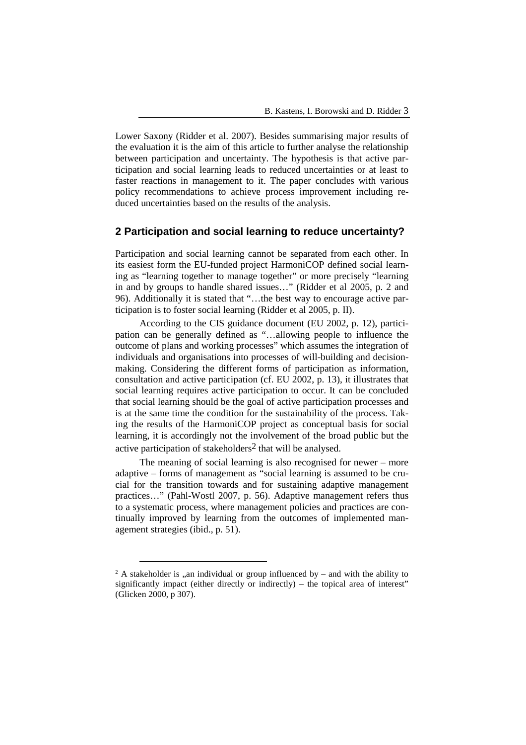Lower Saxony (Ridder et al. 2007). Besides summarising major results of the evaluation it is the aim of this article to further analyse the relationship between participation and uncertainty. The hypothesis is that active participation and social learning leads to reduced uncertainties or at least to faster reactions in management to it. The paper concludes with various policy recommendations to achieve process improvement including reduced uncertainties based on the results of the analysis.

## 2 Participation and social learning to reduce uncertainty?

Participation and social learning cannot be separated from each other. In its easiest form the EU-funded project HarmoniCOP defined social learning as "learning together to manage together" or more precisely "learning in and by groups to handle shared issues…" (Ridder et al 2005, p. 2 and 96). Additionally it is stated that "…the best way to encourage active participation is to foster social learning (Ridder et al 2005, p. II).

According to the CIS guidance document (EU 2002, p. 12), participation can be generally defined as "…allowing people to influence the outcome of plans and working processes" which assumes the integration of individuals and organisations into processes of will-building and decision-making. Considering the different forms of participation as information, consultation and active participation (cf. EU 2002, p. 13), it illustrates that social learning requires active participation to occur. It can be concluded that social learning should be the goal of active participation processes and is at the same time the condition for the sustainability of the process. Taking the results of the HarmoniCOP project as conceptual basis for social learning, it is accordingly not the involvement of the broad public but the active participation of stakeholders[2] that will be analysed.

The meaning of social learning is also recognised for newer – more adaptive – forms of management as "social learning is assumed to be crucial for the transition towards and for sustaining adaptive management practices…" (Pahl-Wostl 2007, p. 56). Adaptive management refers thus to a systematic process, where management policies and practices are continually improved by learning from the outcomes of implemented management strategies (ibid., p. 51).

[2] A stakeholder is „an individual or group influenced by – and with the ability to significantly impact (either directly or indirectly) – the topical area of interest" (Glicken 2000, p 307).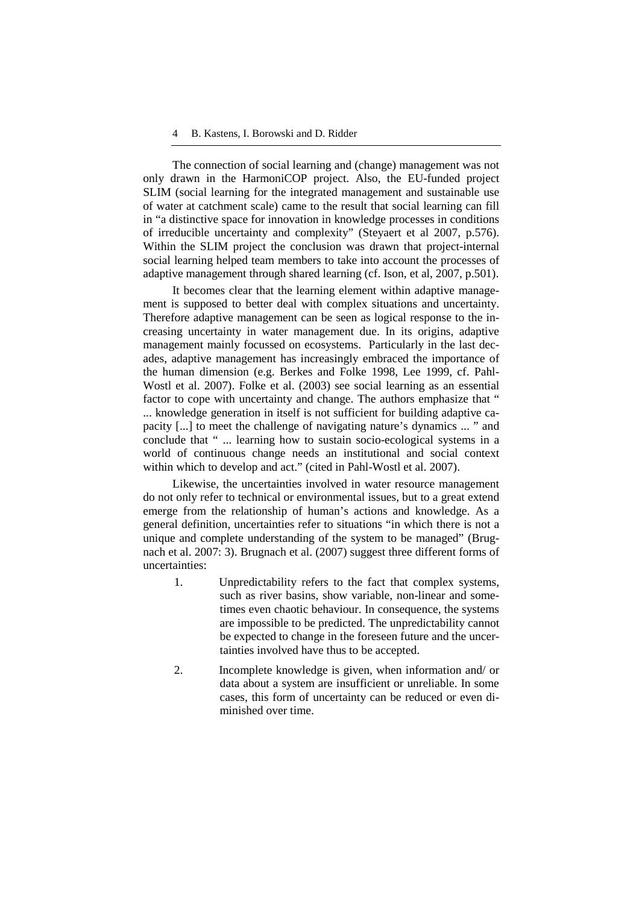The connection of social learning and (change) management was not only drawn in the HarmoniCOP project. Also, the EU-funded project SLIM (social learning for the integrated management and sustainable use of water at catchment scale) came to the result that social learning can fill in "a distinctive space for innovation in knowledge processes in conditions of irreducible uncertainty and complexity" (Steyaert et al 2007, p.576). Within the SLIM project the conclusion was drawn that project-internal social learning helped team members to take into account the processes of adaptive management through shared learning (cf. Ison, et al, 2007, p.501).

It becomes clear that the learning element within adaptive management is supposed to better deal with complex situations and uncertainty. Therefore adaptive management can be seen as logical response to the increasing uncertainty in water management due. In its origins, adaptive management mainly focussed on ecosystems. Particularly in the last decades, adaptive management has increasingly embraced the importance of the human dimension (e.g. Berkes and Folke 1998, Lee 1999, cf. Pahl-Wostl et al. 2007). Folke et al. (2003) see social learning as an essential factor to cope with uncertainty and change. The authors emphasize that " ... knowledge generation in itself is not sufficient for building adaptive capacity [...] to meet the challenge of navigating nature's dynamics ... " and conclude that " ... learning how to sustain socio-ecological systems in a world of continuous change needs an institutional and social context within which to develop and act." (cited in Pahl-Wostl et al. 2007).

Likewise, the uncertainties involved in water resource management do not only refer to technical or environmental issues, but to a great extend emerge from the relationship of human's actions and knowledge. As a general definition, uncertainties refer to situations "in which there is not a unique and complete understanding of the system to be managed" (Brugnach et al. 2007: 3). Brugnach et al. (2007) suggest three different forms of uncertainties:

1. Unpredictability refers to the fact that complex systems, such as river basins, show variable, non-linear and sometimes even chaotic behaviour. In consequence, the systems are impossible to be predicted. The unpredictability cannot be expected to change in the foreseen future and the uncertainties involved have thus to be accepted.
2. Incomplete knowledge is given, when information and/ or data about a system are insufficient or unreliable. In some cases, this form of uncertainty can be reduced or even diminished over time.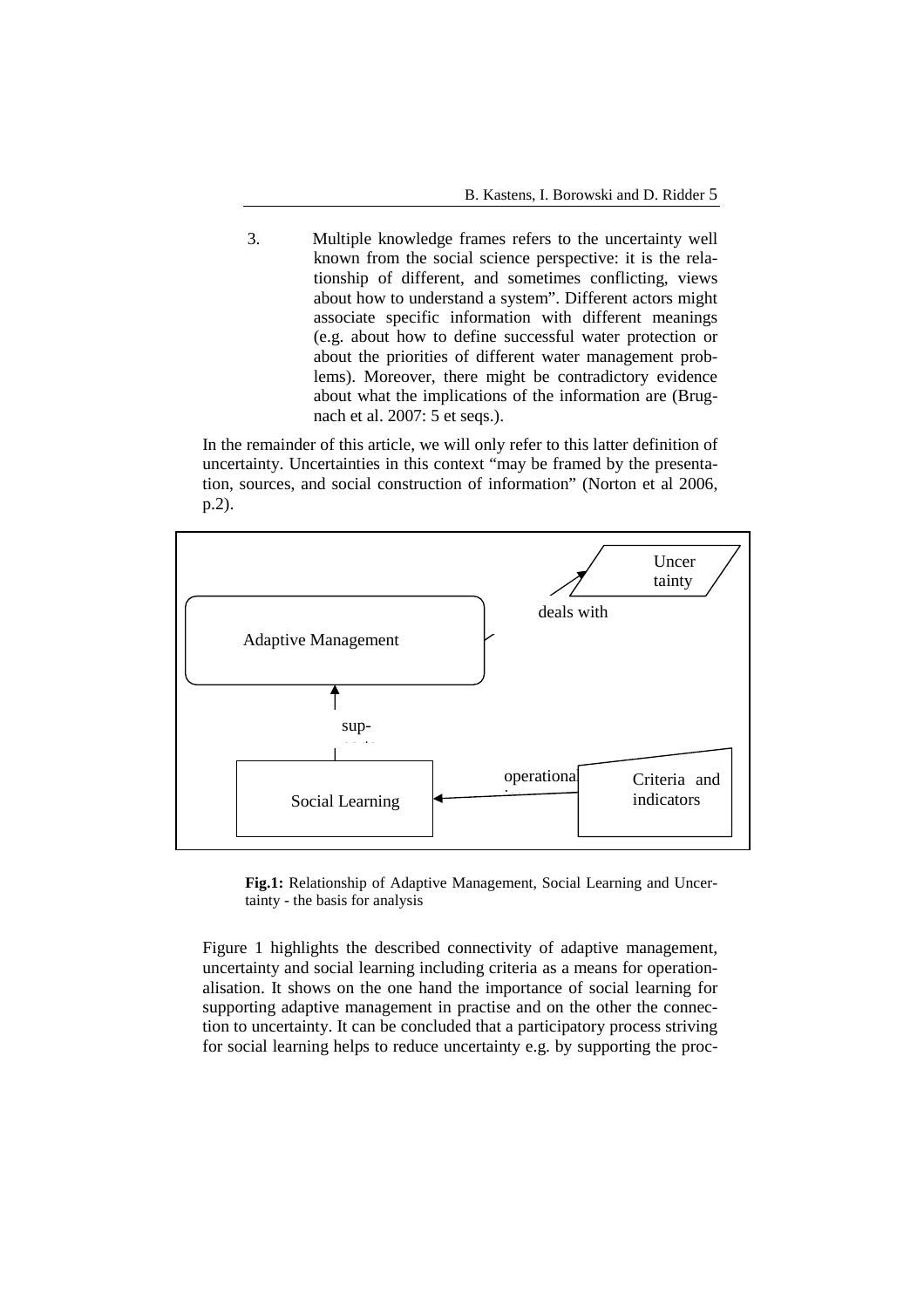3. Multiple knowledge frames refers to the uncertainty well known from the social science perspective: it is the relationship of different, and sometimes conflicting, views about how to understand a system". Different actors might associate specific information with different meanings (e.g. about how to define successful water protection or about the priorities of different water management problems). Moreover, there might be contradictory evidence about what the implications of the information are (Brugnach et al. 2007: 5 et seqs.).

In the remainder of this article, we will only refer to this latter definition of uncertainty. Uncertainties in this context "may be framed by the presentation, sources, and social construction of information" (Norton et al 2006, p.2).

Adaptive Management — deals with → Uncertainty

Social Learning — supports → Adaptive Management

Criteria and indicators — operationalise → Social Learning

**Fig.1:** Relationship of Adaptive Management, Social Learning and Uncertainty - the basis for analysis

Figure 1 highlights the described connectivity of adaptive management, uncertainty and social learning including criteria as a means for operationalisation. It shows on the one hand the importance of social learning for supporting adaptive management in practise and on the other the connection to uncertainty. It can be concluded that a participatory process striving for social learning helps to reduce uncertainty e.g. by supporting the proc-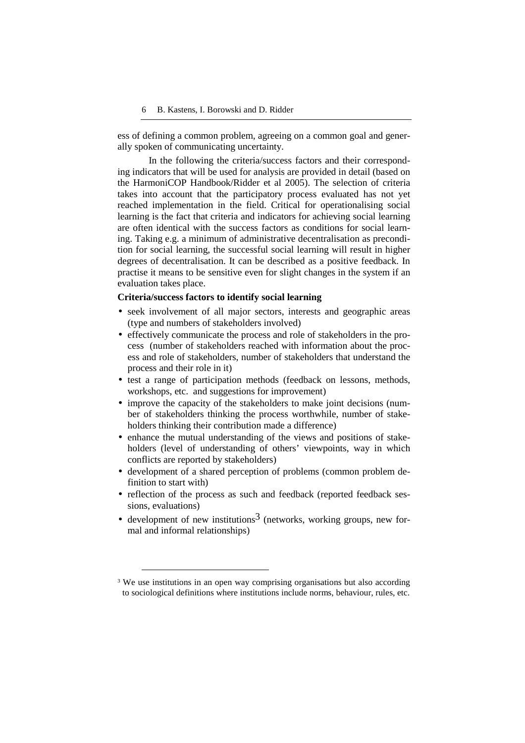ess of defining a common problem, agreeing on a common goal and generally spoken of communicating uncertainty.

In the following the criteria/success factors and their corresponding indicators that will be used for analysis are provided in detail (based on the HarmoniCOP Handbook/Ridder et al 2005). The selection of criteria takes into account that the participatory process evaluated has not yet reached implementation in the field. Critical for operationalising social learning is the fact that criteria and indicators for achieving social learning are often identical with the success factors as conditions for social learning. Taking e.g. a minimum of administrative decentralisation as precondition for social learning, the successful social learning will result in higher degrees of decentralisation. It can be described as a positive feedback. In practise it means to be sensitive even for slight changes in the system if an evaluation takes place.

**Criteria/success factors to identify social learning**

- seek involvement of all major sectors, interests and geographic areas (type and numbers of stakeholders involved)
- effectively communicate the process and role of stakeholders in the process (number of stakeholders reached with information about the process and role of stakeholders, number of stakeholders that understand the process and their role in it)
- test a range of participation methods (feedback on lessons, methods, workshops, etc. and suggestions for improvement)
- improve the capacity of the stakeholders to make joint decisions (number of stakeholders thinking the process worthwhile, number of stakeholders thinking their contribution made a difference)
- enhance the mutual understanding of the views and positions of stakeholders (level of understanding of others' viewpoints, way in which conflicts are reported by stakeholders)
- development of a shared perception of problems (common problem definition to start with)
- reflection of the process as such and feedback (reported feedback sessions, evaluations)
- development of new institutions[3] (networks, working groups, new formal and informal relationships)

---

[3] We use institutions in an open way comprising organisations but also according to sociological definitions where institutions include norms, behaviour, rules, etc.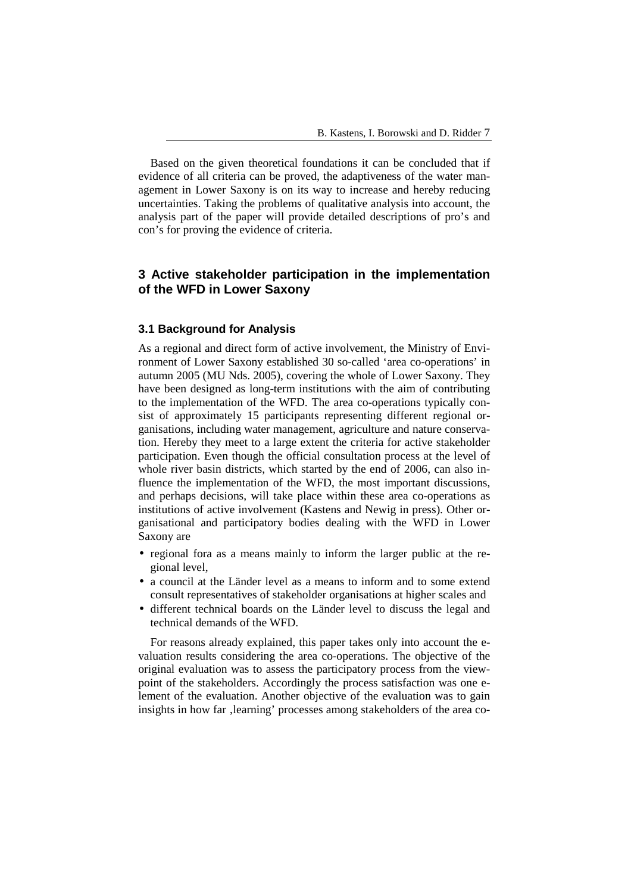Based on the given theoretical foundations it can be concluded that if evidence of all criteria can be proved, the adaptiveness of the water management in Lower Saxony is on its way to increase and hereby reducing uncertainties. Taking the problems of qualitative analysis into account, the analysis part of the paper will provide detailed descriptions of pro's and con's for proving the evidence of criteria.

## 3 Active stakeholder participation in the implementation of the WFD in Lower Saxony

### 3.1 Background for Analysis

As a regional and direct form of active involvement, the Ministry of Environment of Lower Saxony established 30 so-called 'area co-operations' in autumn 2005 (MU Nds. 2005), covering the whole of Lower Saxony. They have been designed as long-term institutions with the aim of contributing to the implementation of the WFD. The area co-operations typically consist of approximately 15 participants representing different regional organisations, including water management, agriculture and nature conservation. Hereby they meet to a large extent the criteria for active stakeholder participation. Even though the official consultation process at the level of whole river basin districts, which started by the end of 2006, can also influence the implementation of the WFD, the most important discussions, and perhaps decisions, will take place within these area co-operations as institutions of active involvement (Kastens and Newig in press). Other organisational and participatory bodies dealing with the WFD in Lower Saxony are

- regional fora as a means mainly to inform the larger public at the regional level,
- a council at the Länder level as a means to inform and to some extend consult representatives of stakeholder organisations at higher scales and
- different technical boards on the Länder level to discuss the legal and technical demands of the WFD.

For reasons already explained, this paper takes only into account the evaluation results considering the area co-operations. The objective of the original evaluation was to assess the participatory process from the viewpoint of the stakeholders. Accordingly the process satisfaction was one element of the evaluation. Another objective of the evaluation was to gain insights in how far ,learning' processes among stakeholders of the area co-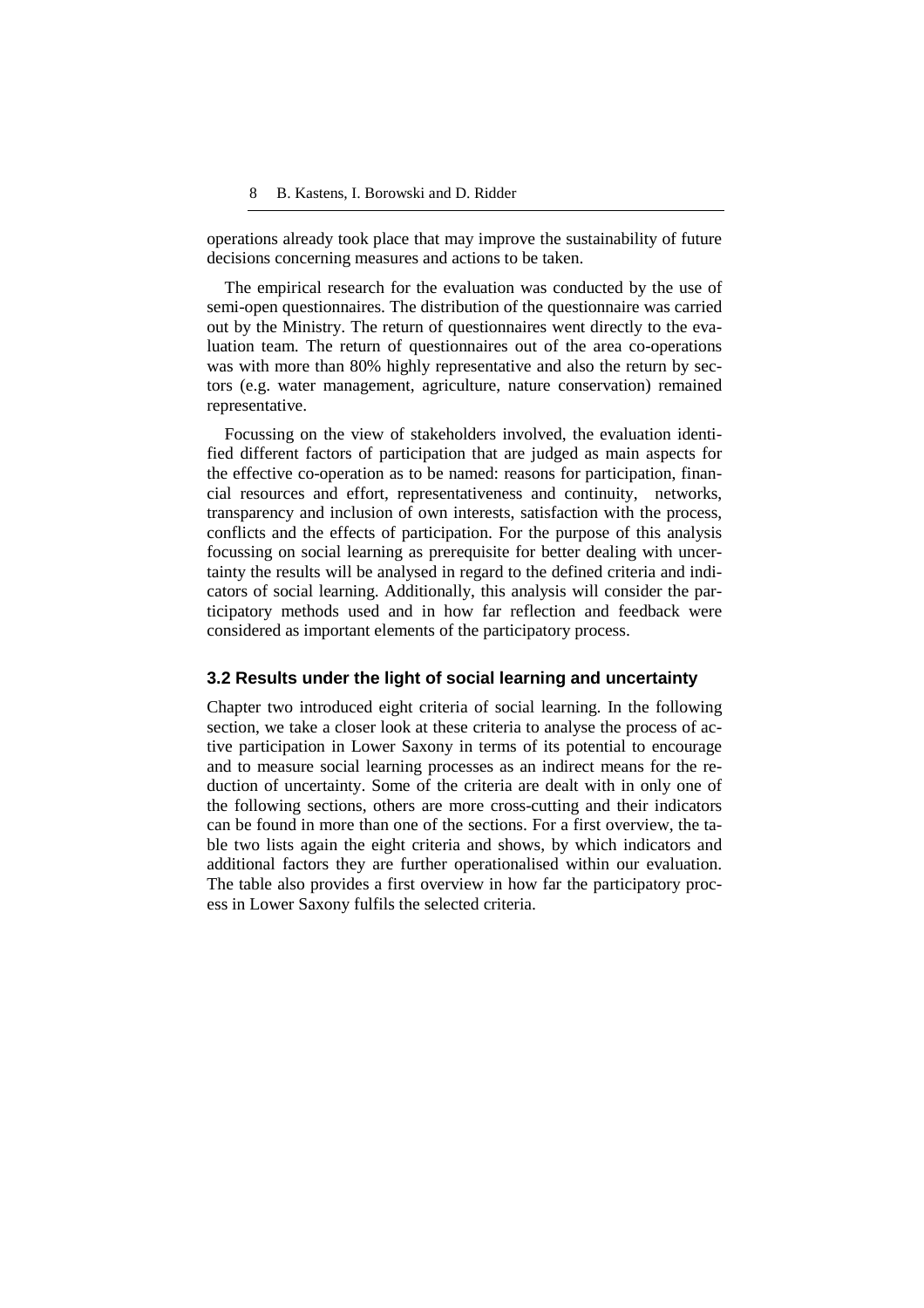operations already took place that may improve the sustainability of future decisions concerning measures and actions to be taken.

The empirical research for the evaluation was conducted by the use of semi-open questionnaires. The distribution of the questionnaire was carried out by the Ministry. The return of questionnaires went directly to the evaluation team. The return of questionnaires out of the area co-operations was with more than 80% highly representative and also the return by sectors (e.g. water management, agriculture, nature conservation) remained representative.

Focussing on the view of stakeholders involved, the evaluation identified different factors of participation that are judged as main aspects for the effective co-operation as to be named: reasons for participation, financial resources and effort, representativeness and continuity, networks, transparency and inclusion of own interests, satisfaction with the process, conflicts and the effects of participation. For the purpose of this analysis focussing on social learning as prerequisite for better dealing with uncertainty the results will be analysed in regard to the defined criteria and indicators of social learning. Additionally, this analysis will consider the participatory methods used and in how far reflection and feedback were considered as important elements of the participatory process.

### 3.2 Results under the light of social learning and uncertainty

Chapter two introduced eight criteria of social learning. In the following section, we take a closer look at these criteria to analyse the process of active participation in Lower Saxony in terms of its potential to encourage and to measure social learning processes as an indirect means for the reduction of uncertainty. Some of the criteria are dealt with in only one of the following sections, others are more cross-cutting and their indicators can be found in more than one of the sections. For a first overview, the table two lists again the eight criteria and shows, by which indicators and additional factors they are further operationalised within our evaluation. The table also provides a first overview in how far the participatory process in Lower Saxony fulfils the selected criteria.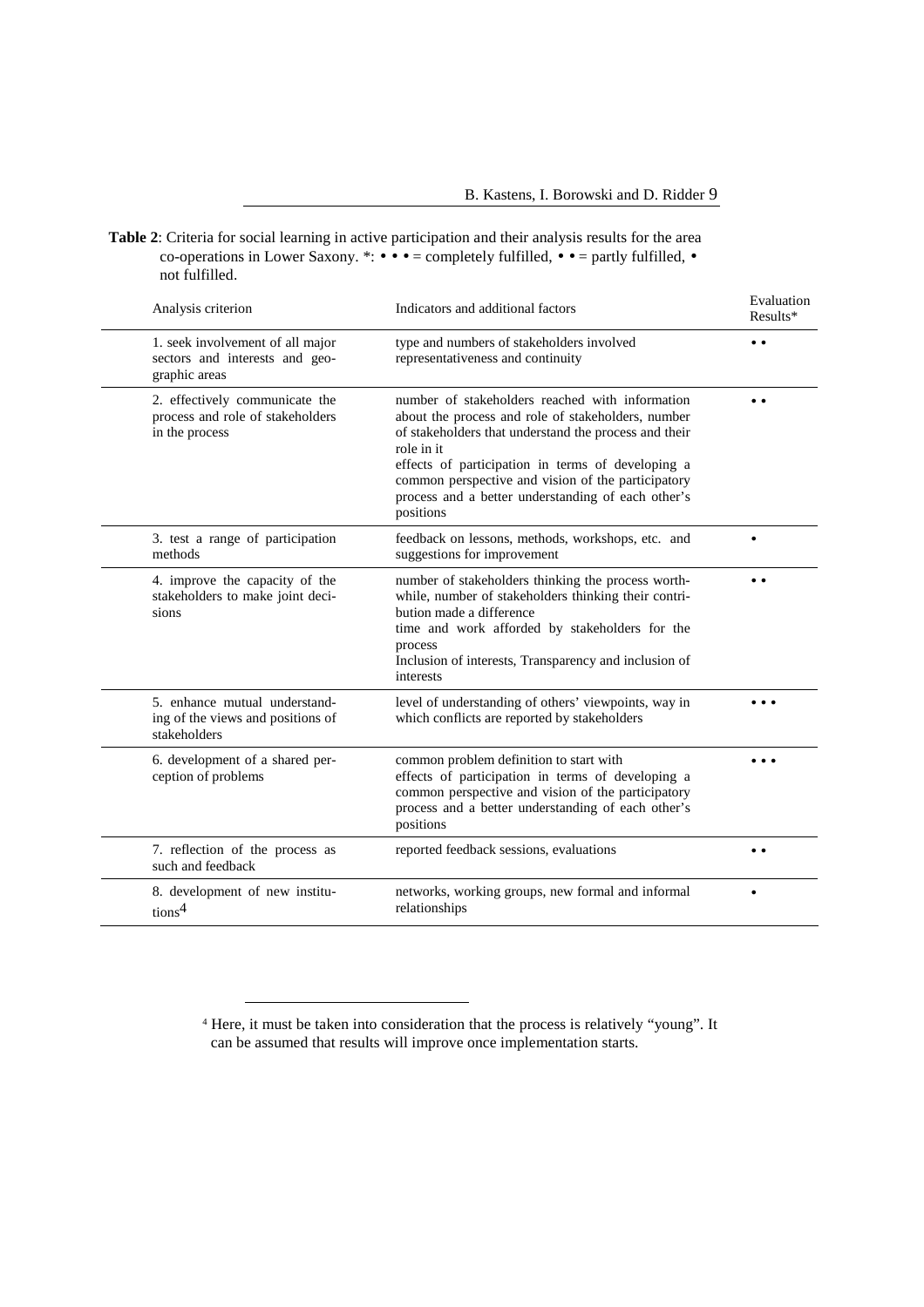**Table 2**: Criteria for social learning in active participation and their analysis results for the area co-operations in Lower Saxony. *: • • • = completely fulfilled, • • = partly fulfilled, • not fulfilled.

| Analysis criterion | Indicators and additional factors | Evaluation Results* |
|---|---|---|
| 1. seek involvement of all major sectors and interests and geographic areas | type and numbers of stakeholders involved representativeness and continuity | • • |
| 2. effectively communicate the process and role of stakeholders in the process | number of stakeholders reached with information about the process and role of stakeholders, number of stakeholders that understand the process and their role in it effects of participation in terms of developing a common perspective and vision of the participatory process and a better understanding of each other's positions | • • |
| 3. test a range of participation methods | feedback on lessons, methods, workshops, etc. and suggestions for improvement | • |
| 4. improve the capacity of the stakeholders to make joint decisions | number of stakeholders thinking the process worthwhile, number of stakeholders thinking their contribution made a difference time and work afforded by stakeholders for the process Inclusion of interests, Transparency and inclusion of interests | • • |
| 5. enhance mutual understanding of the views and positions of stakeholders | level of understanding of others' viewpoints, way in which conflicts are reported by stakeholders | • • • |
| 6. development of a shared perception of problems | common problem definition to start with effects of participation in terms of developing a common perspective and vision of the participatory process and a better understanding of each other's positions | • • • |
| 7. reflection of the process as such and feedback | reported feedback sessions, evaluations | • • |
| 8. development of new institutions[4] | networks, working groups, new formal and informal relationships | • |

[4] Here, it must be taken into consideration that the process is relatively "young". It can be assumed that results will improve once implementation starts.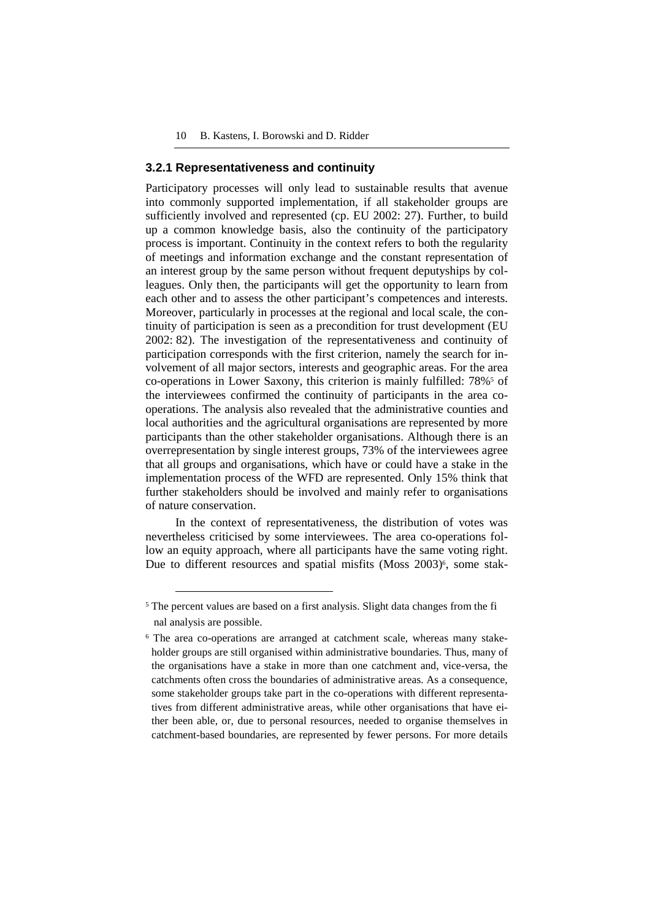### 3.2.1 Representativeness and continuity

Participatory processes will only lead to sustainable results that avenue into commonly supported implementation, if all stakeholder groups are sufficiently involved and represented (cp. EU 2002: 27). Further, to build up a common knowledge basis, also the continuity of the participatory process is important. Continuity in the context refers to both the regularity of meetings and information exchange and the constant representation of an interest group by the same person without frequent deputyships by colleagues. Only then, the participants will get the opportunity to learn from each other and to assess the other participant's competences and interests. Moreover, particularly in processes at the regional and local scale, the continuity of participation is seen as a precondition for trust development (EU 2002: 82). The investigation of the representativeness and continuity of participation corresponds with the first criterion, namely the search for involvement of all major sectors, interests and geographic areas. For the area co-operations in Lower Saxony, this criterion is mainly fulfilled: 78%[5] of the interviewees confirmed the continuity of participants in the area co-operations. The analysis also revealed that the administrative counties and local authorities and the agricultural organisations are represented by more participants than the other stakeholder organisations. Although there is an overrepresentation by single interest groups, 73% of the interviewees agree that all groups and organisations, which have or could have a stake in the implementation process of the WFD are represented. Only 15% think that further stakeholders should be involved and mainly refer to organisations of nature conservation.

In the context of representativeness, the distribution of votes was nevertheless criticised by some interviewees. The area co-operations follow an equity approach, where all participants have the same voting right. Due to different resources and spatial misfits (Moss 2003)[6], some stak-

[5] The percent values are based on a first analysis. Slight data changes from the final analysis are possible.

[6] The area co-operations are arranged at catchment scale, whereas many stakeholder groups are still organised within administrative boundaries. Thus, many of the organisations have a stake in more than one catchment and, vice-versa, the catchments often cross the boundaries of administrative areas. As a consequence, some stakeholder groups take part in the co-operations with different representatives from different administrative areas, while other organisations that have either been able, or, due to personal resources, needed to organise themselves in catchment-based boundaries, are represented by fewer persons. For more details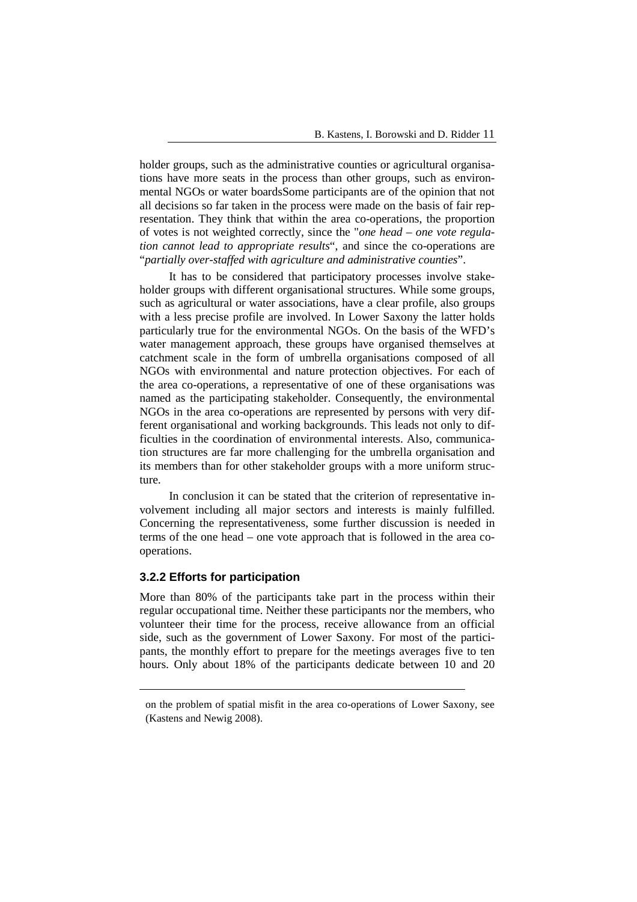holder groups, such as the administrative counties or agricultural organisations have more seats in the process than other groups, such as environmental NGOs or water boardsSome participants are of the opinion that not all decisions so far taken in the process were made on the basis of fair representation. They think that within the area co-operations, the proportion of votes is not weighted correctly, since the "*one head – one vote regulation cannot lead to appropriate results*", and since the co-operations are "*partially over-staffed with agriculture and administrative counties*".

It has to be considered that participatory processes involve stakeholder groups with different organisational structures. While some groups, such as agricultural or water associations, have a clear profile, also groups with a less precise profile are involved. In Lower Saxony the latter holds particularly true for the environmental NGOs. On the basis of the WFD's water management approach, these groups have organised themselves at catchment scale in the form of umbrella organisations composed of all NGOs with environmental and nature protection objectives. For each of the area co-operations, a representative of one of these organisations was named as the participating stakeholder. Consequently, the environmental NGOs in the area co-operations are represented by persons with very different organisational and working backgrounds. This leads not only to difficulties in the coordination of environmental interests. Also, communication structures are far more challenging for the umbrella organisation and its members than for other stakeholder groups with a more uniform structure.

In conclusion it can be stated that the criterion of representative involvement including all major sectors and interests is mainly fulfilled. Concerning the representativeness, some further discussion is needed in terms of the one head – one vote approach that is followed in the area co-operations.

### 3.2.2 Efforts for participation

More than 80% of the participants take part in the process within their regular occupational time. Neither these participants nor the members, who volunteer their time for the process, receive allowance from an official side, such as the government of Lower Saxony. For most of the participants, the monthly effort to prepare for the meetings averages five to ten hours. Only about 18% of the participants dedicate between 10 and 20

---

on the problem of spatial misfit in the area co-operations of Lower Saxony, see (Kastens and Newig 2008).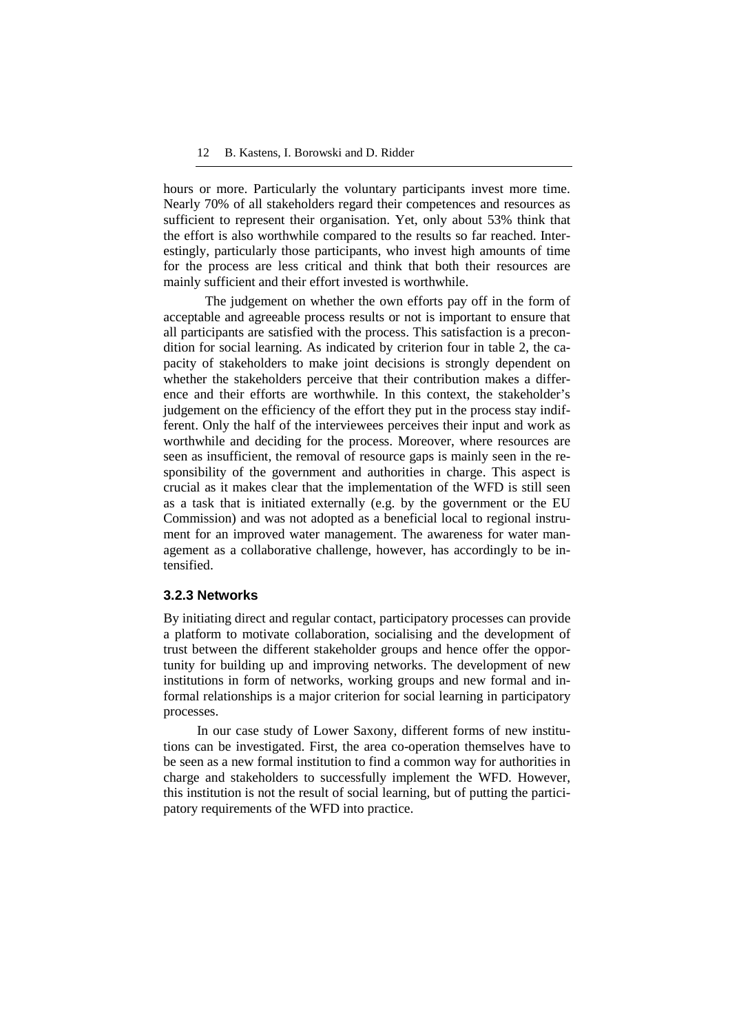hours or more. Particularly the voluntary participants invest more time. Nearly 70% of all stakeholders regard their competences and resources as sufficient to represent their organisation. Yet, only about 53% think that the effort is also worthwhile compared to the results so far reached. Interestingly, particularly those participants, who invest high amounts of time for the process are less critical and think that both their resources are mainly sufficient and their effort invested is worthwhile.

The judgement on whether the own efforts pay off in the form of acceptable and agreeable process results or not is important to ensure that all participants are satisfied with the process. This satisfaction is a precondition for social learning. As indicated by criterion four in table 2, the capacity of stakeholders to make joint decisions is strongly dependent on whether the stakeholders perceive that their contribution makes a difference and their efforts are worthwhile. In this context, the stakeholder's judgement on the efficiency of the effort they put in the process stay indifferent. Only the half of the interviewees perceives their input and work as worthwhile and deciding for the process. Moreover, where resources are seen as insufficient, the removal of resource gaps is mainly seen in the responsibility of the government and authorities in charge. This aspect is crucial as it makes clear that the implementation of the WFD is still seen as a task that is initiated externally (e.g. by the government or the EU Commission) and was not adopted as a beneficial local to regional instrument for an improved water management. The awareness for water management as a collaborative challenge, however, has accordingly to be intensified.

### 3.2.3 Networks

By initiating direct and regular contact, participatory processes can provide a platform to motivate collaboration, socialising and the development of trust between the different stakeholder groups and hence offer the opportunity for building up and improving networks. The development of new institutions in form of networks, working groups and new formal and informal relationships is a major criterion for social learning in participatory processes.

In our case study of Lower Saxony, different forms of new institutions can be investigated. First, the area co-operation themselves have to be seen as a new formal institution to find a common way for authorities in charge and stakeholders to successfully implement the WFD. However, this institution is not the result of social learning, but of putting the participatory requirements of the WFD into practice.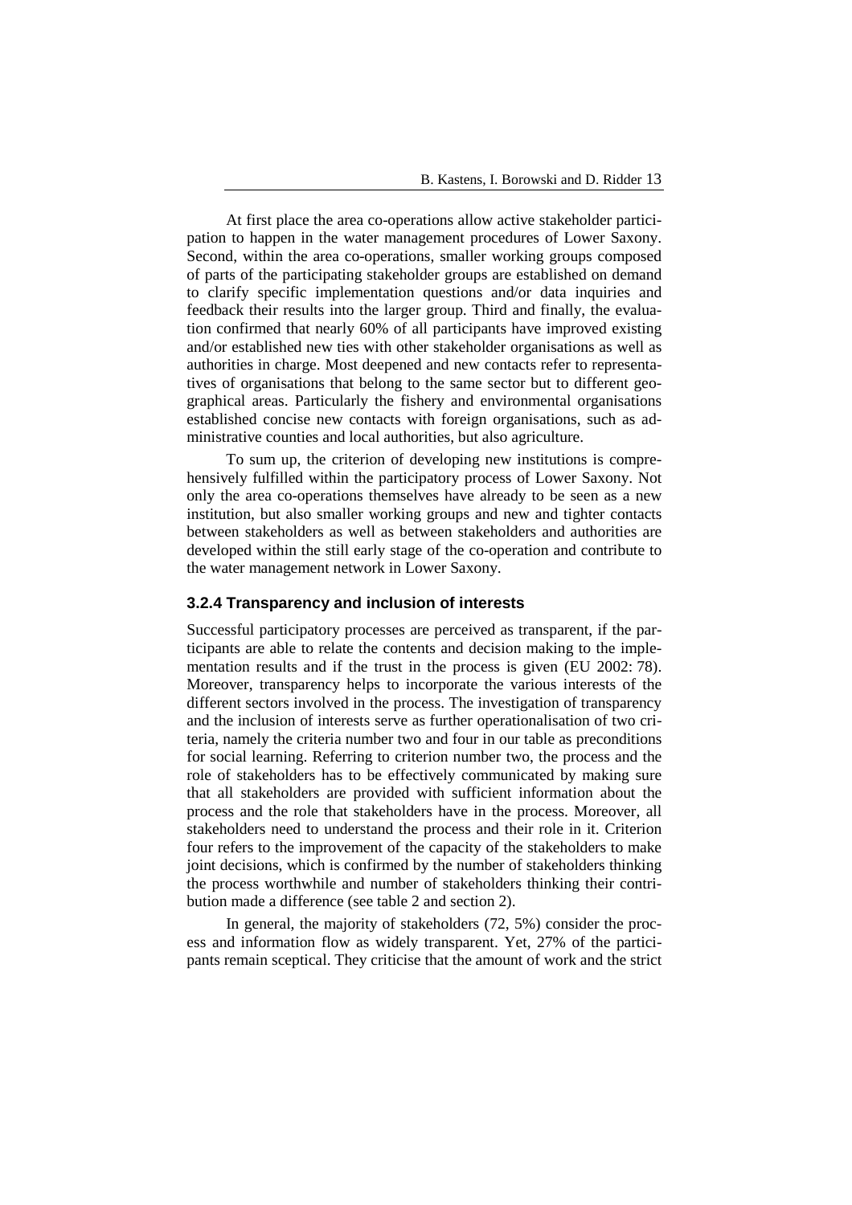At first place the area co-operations allow active stakeholder participation to happen in the water management procedures of Lower Saxony. Second, within the area co-operations, smaller working groups composed of parts of the participating stakeholder groups are established on demand to clarify specific implementation questions and/or data inquiries and feedback their results into the larger group. Third and finally, the evaluation confirmed that nearly 60% of all participants have improved existing and/or established new ties with other stakeholder organisations as well as authorities in charge. Most deepened and new contacts refer to representatives of organisations that belong to the same sector but to different geographical areas. Particularly the fishery and environmental organisations established concise new contacts with foreign organisations, such as administrative counties and local authorities, but also agriculture.

To sum up, the criterion of developing new institutions is comprehensively fulfilled within the participatory process of Lower Saxony. Not only the area co-operations themselves have already to be seen as a new institution, but also smaller working groups and new and tighter contacts between stakeholders as well as between stakeholders and authorities are developed within the still early stage of the co-operation and contribute to the water management network in Lower Saxony.

### 3.2.4 Transparency and inclusion of interests

Successful participatory processes are perceived as transparent, if the participants are able to relate the contents and decision making to the implementation results and if the trust in the process is given (EU 2002: 78). Moreover, transparency helps to incorporate the various interests of the different sectors involved in the process. The investigation of transparency and the inclusion of interests serve as further operationalisation of two criteria, namely the criteria number two and four in our table as preconditions for social learning. Referring to criterion number two, the process and the role of stakeholders has to be effectively communicated by making sure that all stakeholders are provided with sufficient information about the process and the role that stakeholders have in the process. Moreover, all stakeholders need to understand the process and their role in it. Criterion four refers to the improvement of the capacity of the stakeholders to make joint decisions, which is confirmed by the number of stakeholders thinking the process worthwhile and number of stakeholders thinking their contribution made a difference (see table 2 and section 2).

In general, the majority of stakeholders (72, 5%) consider the process and information flow as widely transparent. Yet, 27% of the participants remain sceptical. They criticise that the amount of work and the strict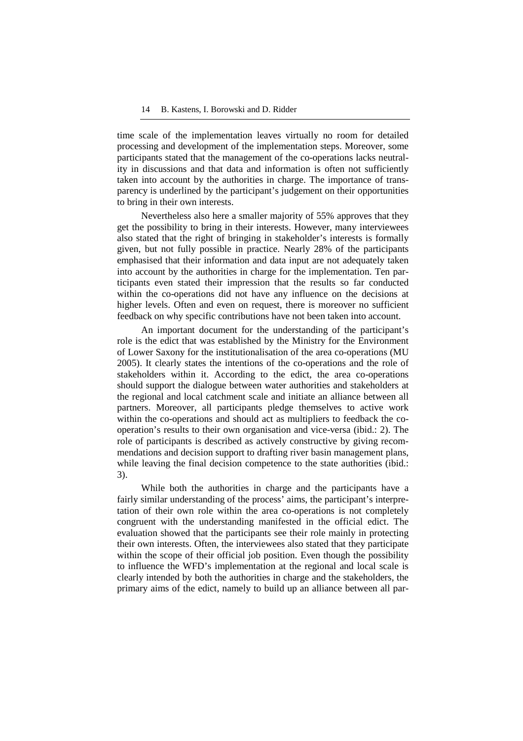time scale of the implementation leaves virtually no room for detailed processing and development of the implementation steps. Moreover, some participants stated that the management of the co-operations lacks neutrality in discussions and that data and information is often not sufficiently taken into account by the authorities in charge. The importance of transparency is underlined by the participant's judgement on their opportunities to bring in their own interests.

Nevertheless also here a smaller majority of 55% approves that they get the possibility to bring in their interests. However, many interviewees also stated that the right of bringing in stakeholder's interests is formally given, but not fully possible in practice. Nearly 28% of the participants emphasised that their information and data input are not adequately taken into account by the authorities in charge for the implementation. Ten participants even stated their impression that the results so far conducted within the co-operations did not have any influence on the decisions at higher levels. Often and even on request, there is moreover no sufficient feedback on why specific contributions have not been taken into account.

An important document for the understanding of the participant's role is the edict that was established by the Ministry for the Environment of Lower Saxony for the institutionalisation of the area co-operations (MU 2005). It clearly states the intentions of the co-operations and the role of stakeholders within it. According to the edict, the area co-operations should support the dialogue between water authorities and stakeholders at the regional and local catchment scale and initiate an alliance between all partners. Moreover, all participants pledge themselves to active work within the co-operations and should act as multipliers to feedback the co-operation's results to their own organisation and vice-versa (ibid.: 2). The role of participants is described as actively constructive by giving recommendations and decision support to drafting river basin management plans, while leaving the final decision competence to the state authorities (ibid.: 3).

While both the authorities in charge and the participants have a fairly similar understanding of the process' aims, the participant's interpretation of their own role within the area co-operations is not completely congruent with the understanding manifested in the official edict. The evaluation showed that the participants see their role mainly in protecting their own interests. Often, the interviewees also stated that they participate within the scope of their official job position. Even though the possibility to influence the WFD's implementation at the regional and local scale is clearly intended by both the authorities in charge and the stakeholders, the primary aims of the edict, namely to build up an alliance between all par-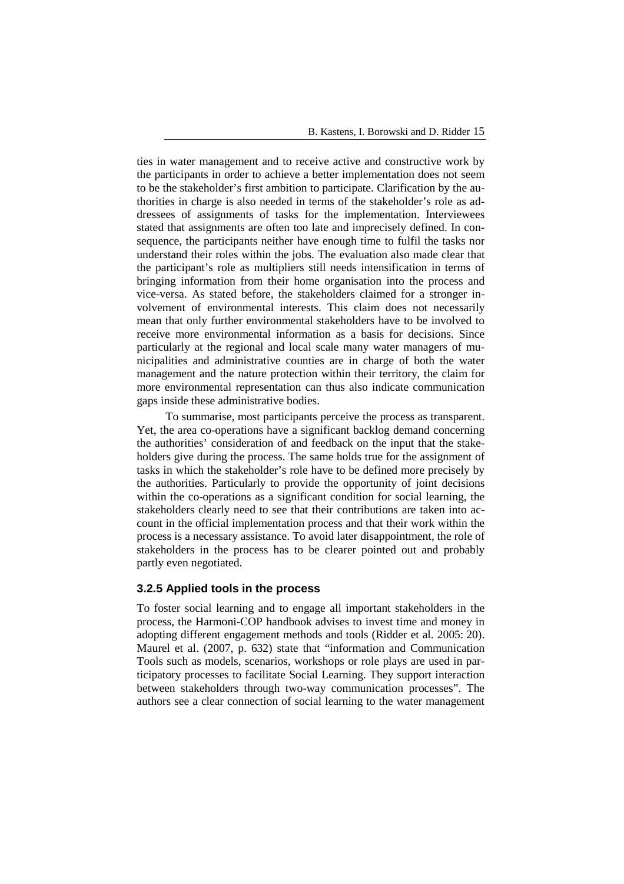ties in water management and to receive active and constructive work by the participants in order to achieve a better implementation does not seem to be the stakeholder's first ambition to participate. Clarification by the authorities in charge is also needed in terms of the stakeholder's role as addressees of assignments of tasks for the implementation. Interviewees stated that assignments are often too late and imprecisely defined. In consequence, the participants neither have enough time to fulfil the tasks nor understand their roles within the jobs. The evaluation also made clear that the participant's role as multipliers still needs intensification in terms of bringing information from their home organisation into the process and vice-versa. As stated before, the stakeholders claimed for a stronger involvement of environmental interests. This claim does not necessarily mean that only further environmental stakeholders have to be involved to receive more environmental information as a basis for decisions. Since particularly at the regional and local scale many water managers of municipalities and administrative counties are in charge of both the water management and the nature protection within their territory, the claim for more environmental representation can thus also indicate communication gaps inside these administrative bodies.

To summarise, most participants perceive the process as transparent. Yet, the area co-operations have a significant backlog demand concerning the authorities' consideration of and feedback on the input that the stakeholders give during the process. The same holds true for the assignment of tasks in which the stakeholder's role have to be defined more precisely by the authorities. Particularly to provide the opportunity of joint decisions within the co-operations as a significant condition for social learning, the stakeholders clearly need to see that their contributions are taken into account in the official implementation process and that their work within the process is a necessary assistance. To avoid later disappointment, the role of stakeholders in the process has to be clearer pointed out and probably partly even negotiated.

### 3.2.5 Applied tools in the process

To foster social learning and to engage all important stakeholders in the process, the Harmoni-COP handbook advises to invest time and money in adopting different engagement methods and tools (Ridder et al. 2005: 20). Maurel et al. (2007, p. 632) state that "information and Communication Tools such as models, scenarios, workshops or role plays are used in participatory processes to facilitate Social Learning. They support interaction between stakeholders through two-way communication processes". The authors see a clear connection of social learning to the water management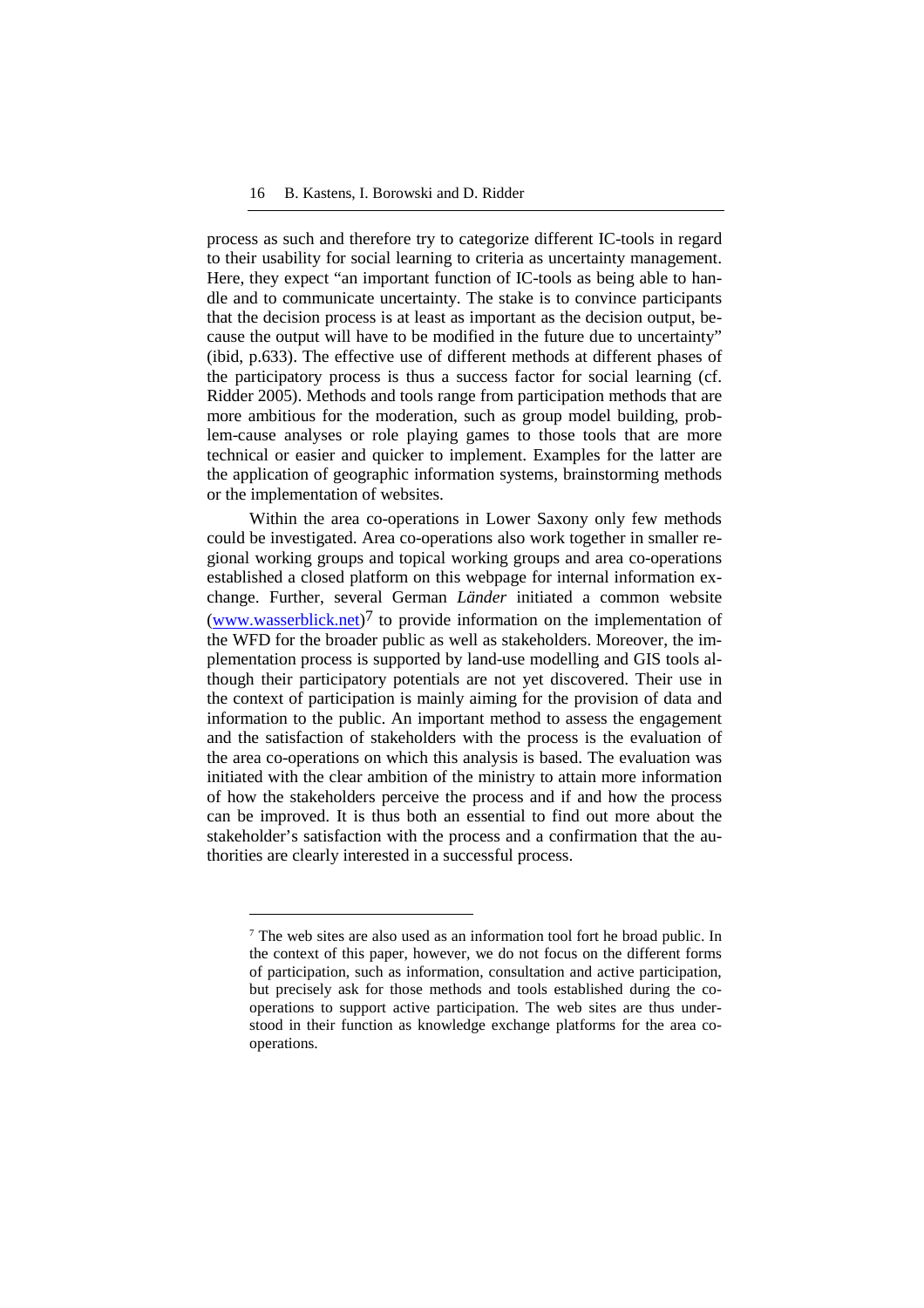process as such and therefore try to categorize different IC-tools in regard to their usability for social learning to criteria as uncertainty management. Here, they expect "an important function of IC-tools as being able to handle and to communicate uncertainty. The stake is to convince participants that the decision process is at least as important as the decision output, because the output will have to be modified in the future due to uncertainty" (ibid, p.633). The effective use of different methods at different phases of the participatory process is thus a success factor for social learning (cf. Ridder 2005). Methods and tools range from participation methods that are more ambitious for the moderation, such as group model building, problem-cause analyses or role playing games to those tools that are more technical or easier and quicker to implement. Examples for the latter are the application of geographic information systems, brainstorming methods or the implementation of websites.

Within the area co-operations in Lower Saxony only few methods could be investigated. Area co-operations also work together in smaller regional working groups and topical working groups and area co-operations established a closed platform on this webpage for internal information exchange. Further, several German *Länder* initiated a common website (www.wasserblick.net)[7] to provide information on the implementation of the WFD for the broader public as well as stakeholders. Moreover, the implementation process is supported by land-use modelling and GIS tools although their participatory potentials are not yet discovered. Their use in the context of participation is mainly aiming for the provision of data and information to the public. An important method to assess the engagement and the satisfaction of stakeholders with the process is the evaluation of the area co-operations on which this analysis is based. The evaluation was initiated with the clear ambition of the ministry to attain more information of how the stakeholders perceive the process and if and how the process can be improved. It is thus both an essential to find out more about the stakeholder's satisfaction with the process and a confirmation that the authorities are clearly interested in a successful process.

---

[7] The web sites are also used as an information tool fort he broad public. In the context of this paper, however, we do not focus on the different forms of participation, such as information, consultation and active participation, but precisely ask for those methods and tools established during the co-operations to support active participation. The web sites are thus understood in their function as knowledge exchange platforms for the area co-operations.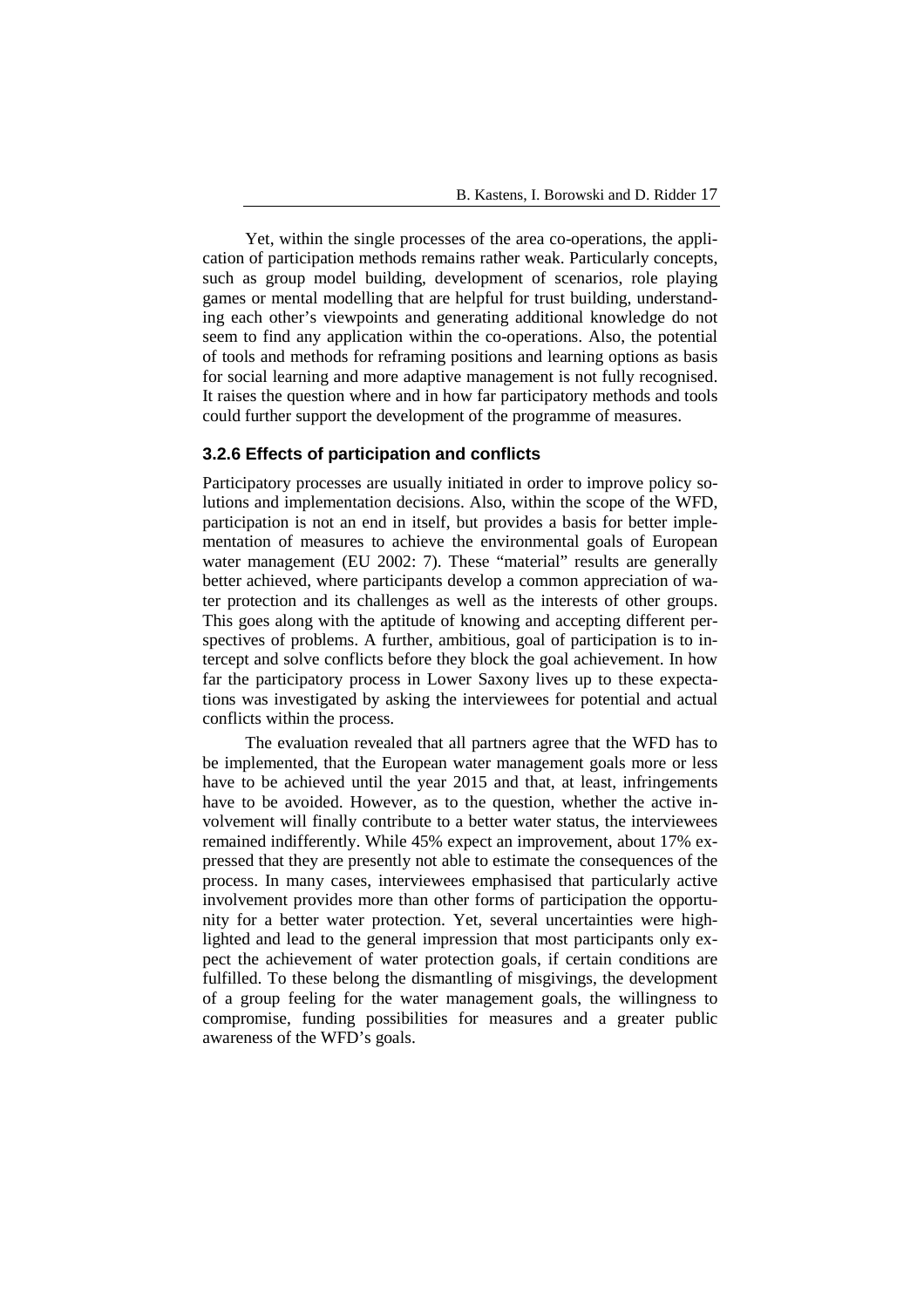Yet, within the single processes of the area co-operations, the application of participation methods remains rather weak. Particularly concepts, such as group model building, development of scenarios, role playing games or mental modelling that are helpful for trust building, understanding each other's viewpoints and generating additional knowledge do not seem to find any application within the co-operations. Also, the potential of tools and methods for reframing positions and learning options as basis for social learning and more adaptive management is not fully recognised. It raises the question where and in how far participatory methods and tools could further support the development of the programme of measures.

### 3.2.6 Effects of participation and conflicts

Participatory processes are usually initiated in order to improve policy solutions and implementation decisions. Also, within the scope of the WFD, participation is not an end in itself, but provides a basis for better implementation of measures to achieve the environmental goals of European water management (EU 2002: 7). These "material" results are generally better achieved, where participants develop a common appreciation of water protection and its challenges as well as the interests of other groups. This goes along with the aptitude of knowing and accepting different perspectives of problems. A further, ambitious, goal of participation is to intercept and solve conflicts before they block the goal achievement. In how far the participatory process in Lower Saxony lives up to these expectations was investigated by asking the interviewees for potential and actual conflicts within the process.

The evaluation revealed that all partners agree that the WFD has to be implemented, that the European water management goals more or less have to be achieved until the year 2015 and that, at least, infringements have to be avoided. However, as to the question, whether the active involvement will finally contribute to a better water status, the interviewees remained indifferently. While 45% expect an improvement, about 17% expressed that they are presently not able to estimate the consequences of the process. In many cases, interviewees emphasised that particularly active involvement provides more than other forms of participation the opportunity for a better water protection. Yet, several uncertainties were highlighted and lead to the general impression that most participants only expect the achievement of water protection goals, if certain conditions are fulfilled. To these belong the dismantling of misgivings, the development of a group feeling for the water management goals, the willingness to compromise, funding possibilities for measures and a greater public awareness of the WFD's goals.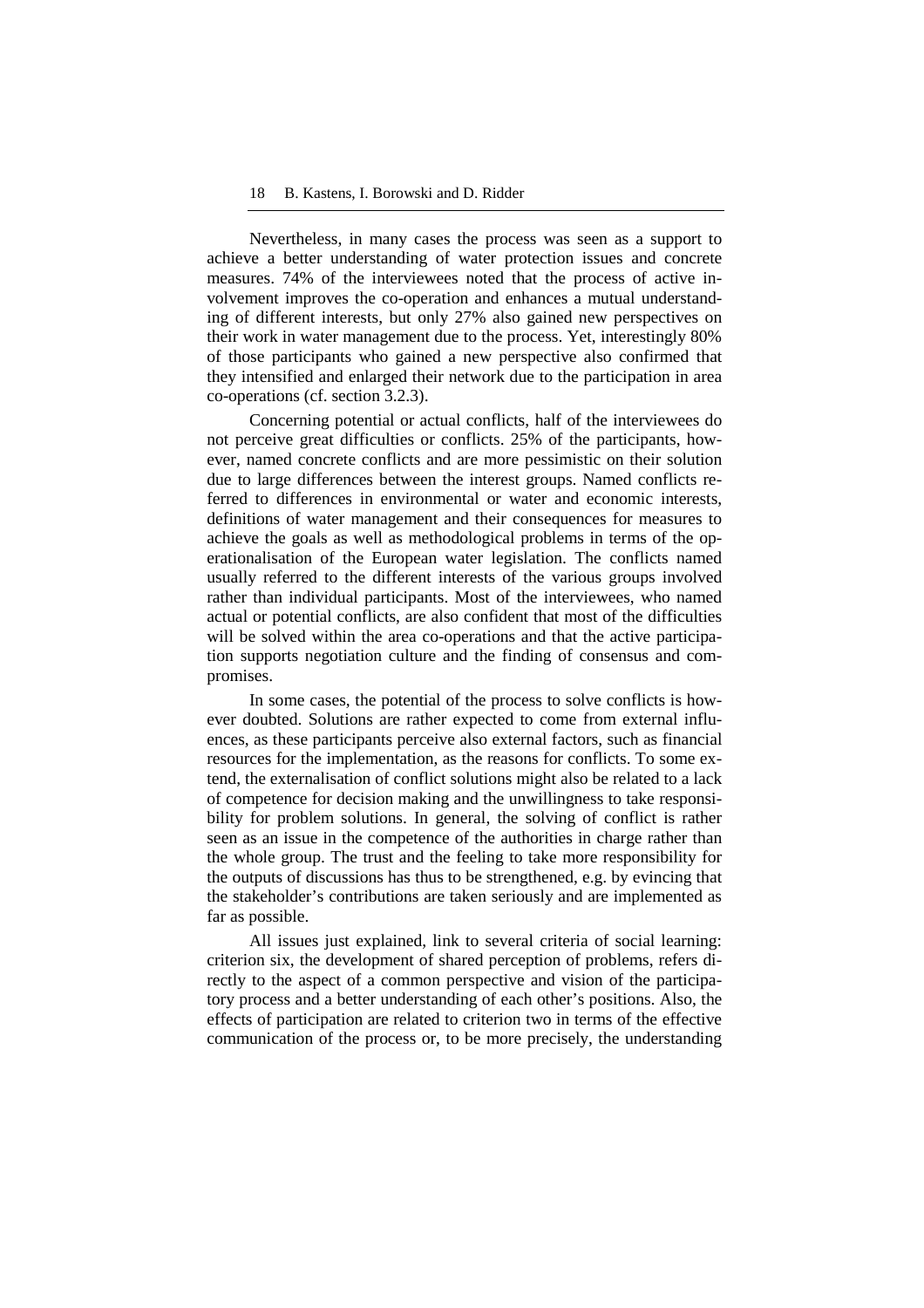Nevertheless, in many cases the process was seen as a support to achieve a better understanding of water protection issues and concrete measures. 74% of the interviewees noted that the process of active involvement improves the co-operation and enhances a mutual understanding of different interests, but only 27% also gained new perspectives on their work in water management due to the process. Yet, interestingly 80% of those participants who gained a new perspective also confirmed that they intensified and enlarged their network due to the participation in area co-operations (cf. section 3.2.3).

Concerning potential or actual conflicts, half of the interviewees do not perceive great difficulties or conflicts. 25% of the participants, however, named concrete conflicts and are more pessimistic on their solution due to large differences between the interest groups. Named conflicts referred to differences in environmental or water and economic interests, definitions of water management and their consequences for measures to achieve the goals as well as methodological problems in terms of the operationalisation of the European water legislation. The conflicts named usually referred to the different interests of the various groups involved rather than individual participants. Most of the interviewees, who named actual or potential conflicts, are also confident that most of the difficulties will be solved within the area co-operations and that the active participation supports negotiation culture and the finding of consensus and compromises.

In some cases, the potential of the process to solve conflicts is however doubted. Solutions are rather expected to come from external influences, as these participants perceive also external factors, such as financial resources for the implementation, as the reasons for conflicts. To some extend, the externalisation of conflict solutions might also be related to a lack of competence for decision making and the unwillingness to take responsibility for problem solutions. In general, the solving of conflict is rather seen as an issue in the competence of the authorities in charge rather than the whole group. The trust and the feeling to take more responsibility for the outputs of discussions has thus to be strengthened, e.g. by evincing that the stakeholder's contributions are taken seriously and are implemented as far as possible.

All issues just explained, link to several criteria of social learning: criterion six, the development of shared perception of problems, refers directly to the aspect of a common perspective and vision of the participatory process and a better understanding of each other's positions. Also, the effects of participation are related to criterion two in terms of the effective communication of the process or, to be more precisely, the understanding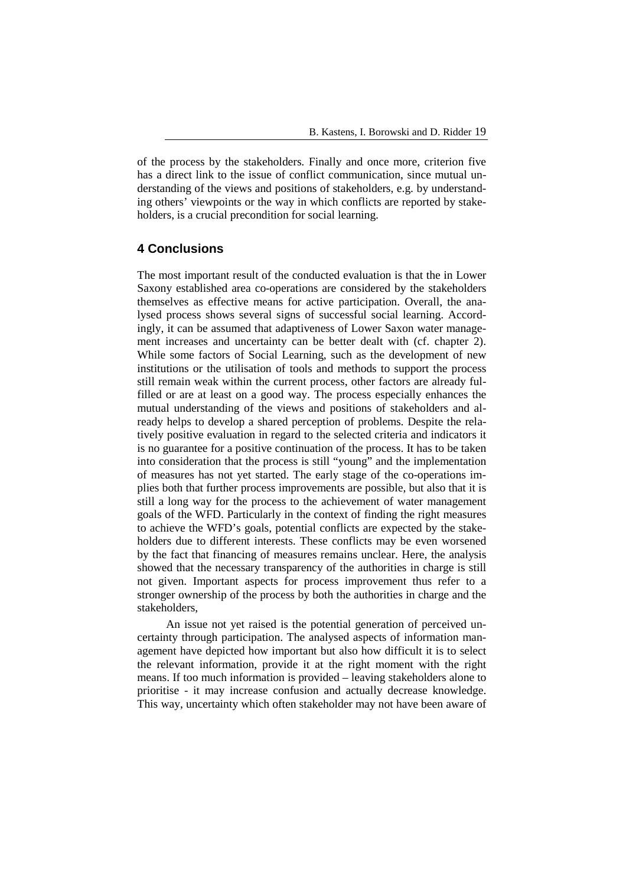of the process by the stakeholders. Finally and once more, criterion five has a direct link to the issue of conflict communication, since mutual understanding of the views and positions of stakeholders, e.g. by understanding others' viewpoints or the way in which conflicts are reported by stakeholders, is a crucial precondition for social learning.

## 4 Conclusions

The most important result of the conducted evaluation is that the in Lower Saxony established area co-operations are considered by the stakeholders themselves as effective means for active participation. Overall, the analysed process shows several signs of successful social learning. Accordingly, it can be assumed that adaptiveness of Lower Saxon water management increases and uncertainty can be better dealt with (cf. chapter 2). While some factors of Social Learning, such as the development of new institutions or the utilisation of tools and methods to support the process still remain weak within the current process, other factors are already fulfilled or are at least on a good way. The process especially enhances the mutual understanding of the views and positions of stakeholders and already helps to develop a shared perception of problems. Despite the relatively positive evaluation in regard to the selected criteria and indicators it is no guarantee for a positive continuation of the process. It has to be taken into consideration that the process is still "young" and the implementation of measures has not yet started. The early stage of the co-operations implies both that further process improvements are possible, but also that it is still a long way for the process to the achievement of water management goals of the WFD. Particularly in the context of finding the right measures to achieve the WFD's goals, potential conflicts are expected by the stakeholders due to different interests. These conflicts may be even worsened by the fact that financing of measures remains unclear. Here, the analysis showed that the necessary transparency of the authorities in charge is still not given. Important aspects for process improvement thus refer to a stronger ownership of the process by both the authorities in charge and the stakeholders,

An issue not yet raised is the potential generation of perceived uncertainty through participation. The analysed aspects of information management have depicted how important but also how difficult it is to select the relevant information, provide it at the right moment with the right means. If too much information is provided – leaving stakeholders alone to prioritise - it may increase confusion and actually decrease knowledge. This way, uncertainty which often stakeholder may not have been aware of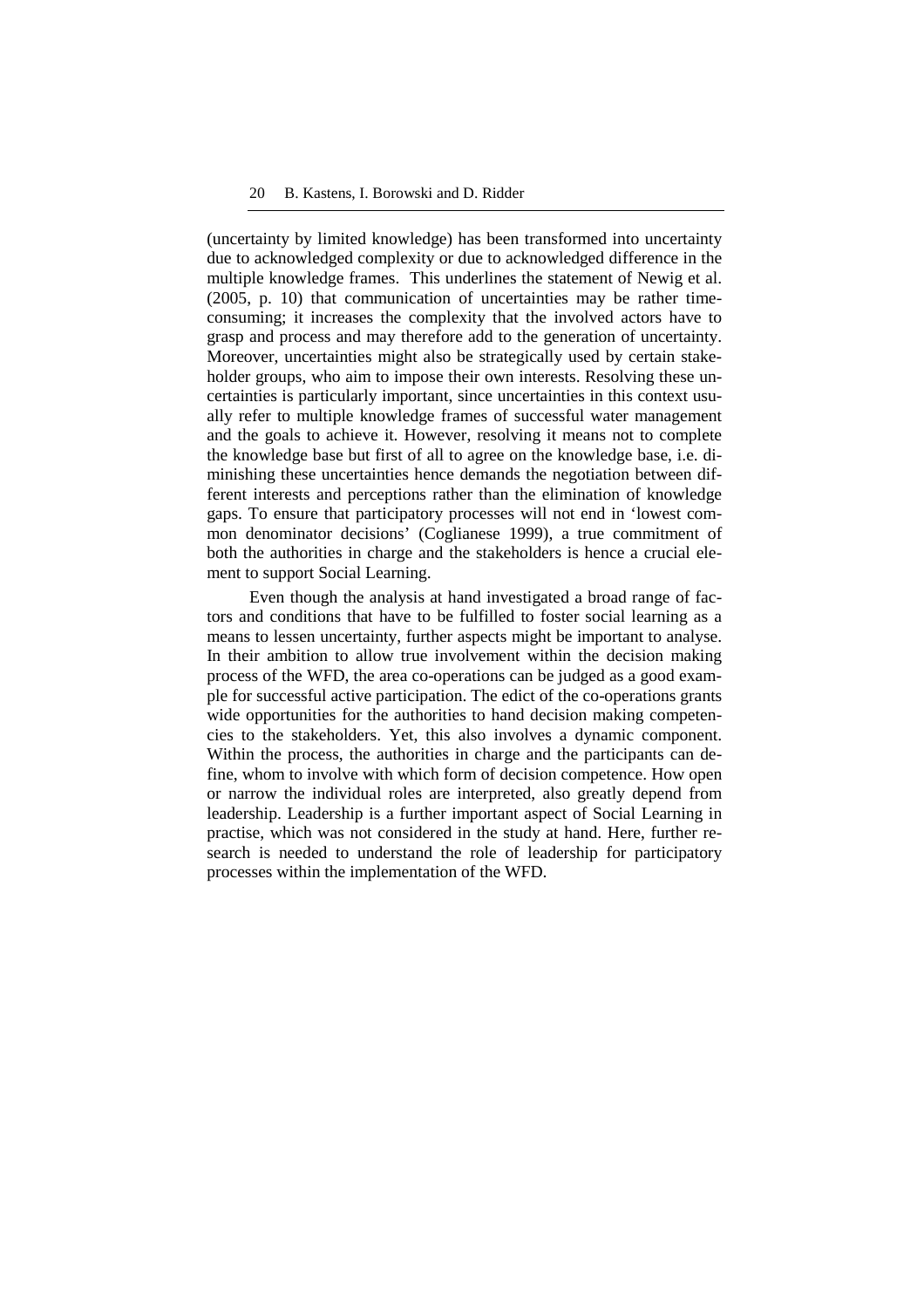(uncertainty by limited knowledge) has been transformed into uncertainty due to acknowledged complexity or due to acknowledged difference in the multiple knowledge frames. This underlines the statement of Newig et al. (2005, p. 10) that communication of uncertainties may be rather time-consuming; it increases the complexity that the involved actors have to grasp and process and may therefore add to the generation of uncertainty. Moreover, uncertainties might also be strategically used by certain stakeholder groups, who aim to impose their own interests. Resolving these uncertainties is particularly important, since uncertainties in this context usually refer to multiple knowledge frames of successful water management and the goals to achieve it. However, resolving it means not to complete the knowledge base but first of all to agree on the knowledge base, i.e. diminishing these uncertainties hence demands the negotiation between different interests and perceptions rather than the elimination of knowledge gaps. To ensure that participatory processes will not end in 'lowest common denominator decisions' (Coglianese 1999), a true commitment of both the authorities in charge and the stakeholders is hence a crucial element to support Social Learning.

Even though the analysis at hand investigated a broad range of factors and conditions that have to be fulfilled to foster social learning as a means to lessen uncertainty, further aspects might be important to analyse. In their ambition to allow true involvement within the decision making process of the WFD, the area co-operations can be judged as a good example for successful active participation. The edict of the co-operations grants wide opportunities for the authorities to hand decision making competencies to the stakeholders. Yet, this also involves a dynamic component. Within the process, the authorities in charge and the participants can define, whom to involve with which form of decision competence. How open or narrow the individual roles are interpreted, also greatly depend from leadership. Leadership is a further important aspect of Social Learning in practise, which was not considered in the study at hand. Here, further research is needed to understand the role of leadership for participatory processes within the implementation of the WFD.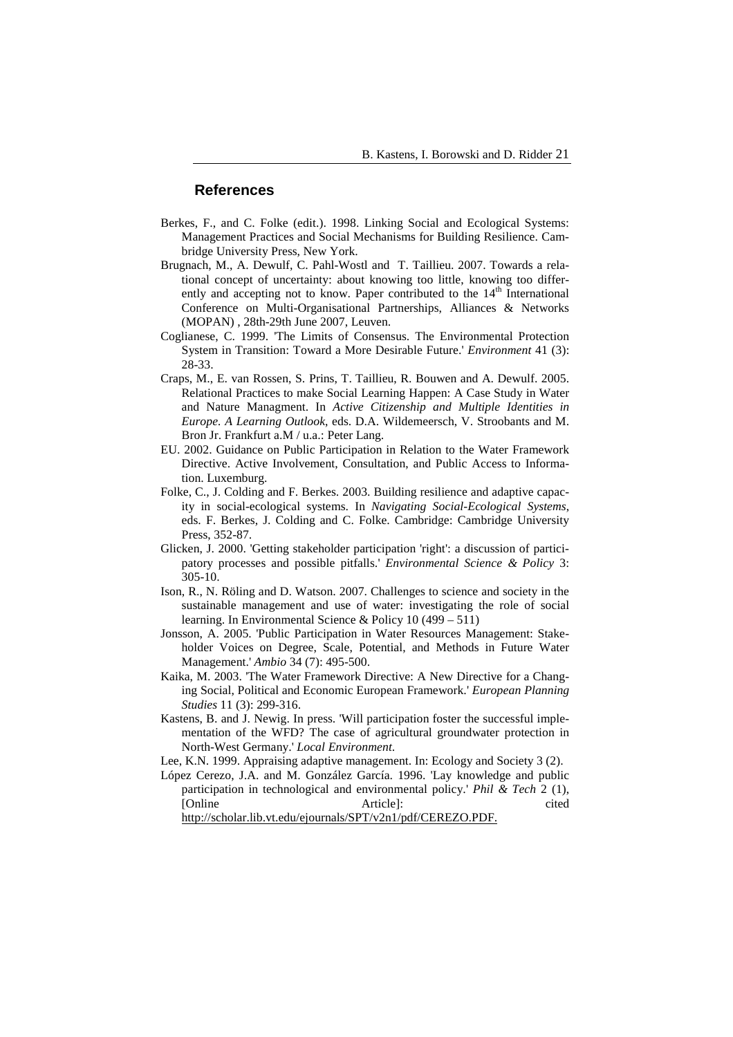## References

Berkes, F., and C. Folke (edit.). 1998. Linking Social and Ecological Systems: Management Practices and Social Mechanisms for Building Resilience. Cambridge University Press, New York.

Brugnach, M., A. Dewulf, C. Pahl-Wostl and T. Taillieu. 2007. Towards a relational concept of uncertainty: about knowing too little, knowing too differently and accepting not to know. Paper contributed to the 14th International Conference on Multi-Organisational Partnerships, Alliances & Networks (MOPAN) , 28th-29th June 2007, Leuven.

Coglianese, C. 1999. 'The Limits of Consensus. The Environmental Protection System in Transition: Toward a More Desirable Future.' *Environment* 41 (3): 28-33.

Craps, M., E. van Rossen, S. Prins, T. Taillieu, R. Bouwen and A. Dewulf. 2005. Relational Practices to make Social Learning Happen: A Case Study in Water and Nature Managment. In *Active Citizenship and Multiple Identities in Europe. A Learning Outlook*, eds. D.A. Wildemeersch, V. Stroobants and M. Bron Jr. Frankfurt a.M / u.a.: Peter Lang.

EU. 2002. Guidance on Public Participation in Relation to the Water Framework Directive. Active Involvement, Consultation, and Public Access to Information. Luxemburg.

Folke, C., J. Colding and F. Berkes. 2003. Building resilience and adaptive capacity in social-ecological systems. In *Navigating Social-Ecological Systems*, eds. F. Berkes, J. Colding and C. Folke. Cambridge: Cambridge University Press, 352-87.

Glicken, J. 2000. 'Getting stakeholder participation 'right': a discussion of participatory processes and possible pitfalls.' *Environmental Science & Policy* 3: 305-10.

Ison, R., N. Röling and D. Watson. 2007. Challenges to science and society in the sustainable management and use of water: investigating the role of social learning. In Environmental Science & Policy 10 (499 – 511)

Jonsson, A. 2005. 'Public Participation in Water Resources Management: Stakeholder Voices on Degree, Scale, Potential, and Methods in Future Water Management.' *Ambio* 34 (7): 495-500.

Kaika, M. 2003. 'The Water Framework Directive: A New Directive for a Changing Social, Political and Economic European Framework.' *European Planning Studies* 11 (3): 299-316.

Kastens, B. and J. Newig. In press. 'Will participation foster the successful implementation of the WFD? The case of agricultural groundwater protection in North-West Germany.' *Local Environment*.

Lee, K.N. 1999. Appraising adaptive management. In: Ecology and Society 3 (2).

López Cerezo, J.A. and M. González García. 1996. 'Lay knowledge and public participation in technological and environmental policy.' *Phil & Tech* 2 (1), [Online Article]: cited http://scholar.lib.vt.edu/ejournals/SPT/v2n1/pdf/CEREZO.PDF.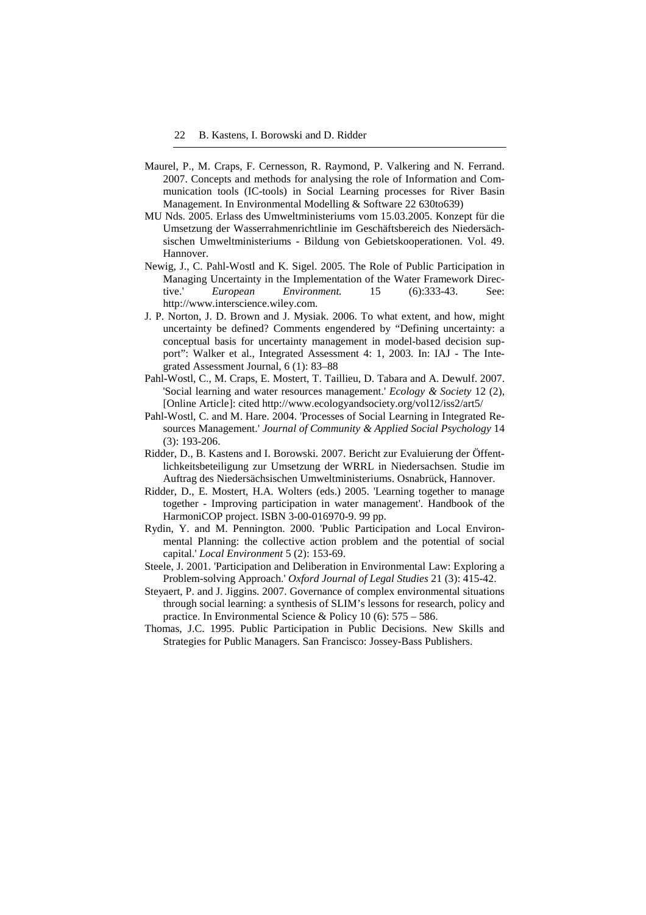Maurel, P., M. Craps, F. Cernesson, R. Raymond, P. Valkering and N. Ferrand. 2007. Concepts and methods for analysing the role of Information and Communication tools (IC-tools) in Social Learning processes for River Basin Management. In Environmental Modelling & Software 22 630to639)

MU Nds. 2005. Erlass des Umweltministeriums vom 15.03.2005. Konzept für die Umsetzung der Wasserrahmenrichtlinie im Geschäftsbereich des Niedersächsischen Umweltministeriums - Bildung von Gebietskooperationen. Vol. 49. Hannover.

Newig, J., C. Pahl-Wostl and K. Sigel. 2005. The Role of Public Participation in Managing Uncertainty in the Implementation of the Water Framework Directive.' *European Environment.* 15 (6):333-43. See: http://www.interscience.wiley.com.

J. P. Norton, J. D. Brown and J. Mysiak. 2006. To what extent, and how, might uncertainty be defined? Comments engendered by "Defining uncertainty: a conceptual basis for uncertainty management in model-based decision support": Walker et al., Integrated Assessment 4: 1, 2003. In: IAJ - The Integrated Assessment Journal, 6 (1): 83–88

Pahl-Wostl, C., M. Craps, E. Mostert, T. Taillieu, D. Tabara and A. Dewulf. 2007. 'Social learning and water resources management.' *Ecology & Society* 12 (2), [Online Article]: cited http://www.ecologyandsociety.org/vol12/iss2/art5/

Pahl-Wostl, C. and M. Hare. 2004. 'Processes of Social Learning in Integrated Resources Management.' *Journal of Community & Applied Social Psychology* 14 (3): 193-206.

Ridder, D., B. Kastens and I. Borowski. 2007. Bericht zur Evaluierung der Öffentlichkeitsbeteiligung zur Umsetzung der WRRL in Niedersachsen. Studie im Auftrag des Niedersächsischen Umweltministeriums. Osnabrück, Hannover.

Ridder, D., E. Mostert, H.A. Wolters (eds.) 2005. 'Learning together to manage together - Improving participation in water management'. Handbook of the HarmoniCOP project. ISBN 3-00-016970-9. 99 pp.

Rydin, Y. and M. Pennington. 2000. 'Public Participation and Local Environmental Planning: the collective action problem and the potential of social capital.' *Local Environment* 5 (2): 153-69.

Steele, J. 2001. 'Participation and Deliberation in Environmental Law: Exploring a Problem-solving Approach.' *Oxford Journal of Legal Studies* 21 (3): 415-42.

Steyaert, P. and J. Jiggins. 2007. Governance of complex environmental situations through social learning: a synthesis of SLIM's lessons for research, policy and practice. In Environmental Science & Policy 10 (6): 575 – 586.

Thomas, J.C. 1995. Public Participation in Public Decisions. New Skills and Strategies for Public Managers. San Francisco: Jossey-Bass Publishers.